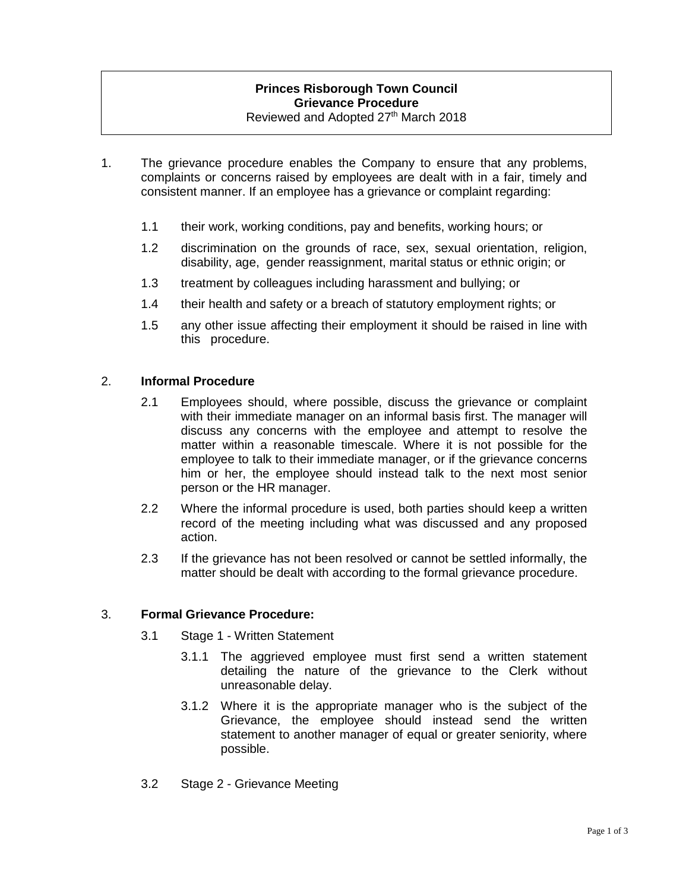**Princes Risborough Town Council**
**Grievance Procedure**
Reviewed and Adopted 27th March 2018

1. The grievance procedure enables the Company to ensure that any problems, complaints or concerns raised by employees are dealt with in a fair, timely and consistent manner. If an employee has a grievance or complaint regarding:

   1.1 their work, working conditions, pay and benefits, working hours; or

   1.2 discrimination on the grounds of race, sex, sexual orientation, religion, disability, age, gender reassignment, marital status or ethnic origin; or

   1.3 treatment by colleagues including harassment and bullying; or

   1.4 their health and safety or a breach of statutory employment rights; or

   1.5 any other issue affecting their employment it should be raised in line with this procedure.

2. **Informal Procedure**

   2.1 Employees should, where possible, discuss the grievance or complaint with their immediate manager on an informal basis first. The manager will discuss any concerns with the employee and attempt to resolve the matter within a reasonable timescale. Where it is not possible for the employee to talk to their immediate manager, or if the grievance concerns him or her, the employee should instead talk to the next most senior person or the HR manager.

   2.2 Where the informal procedure is used, both parties should keep a written record of the meeting including what was discussed and any proposed action.

   2.3 If the grievance has not been resolved or cannot be settled informally, the matter should be dealt with according to the formal grievance procedure.

3. **Formal Grievance Procedure:**

   3.1 Stage 1 - Written Statement

      3.1.1 The aggrieved employee must first send a written statement detailing the nature of the grievance to the Clerk without unreasonable delay.

      3.1.2 Where it is the appropriate manager who is the subject of the Grievance, the employee should instead send the written statement to another manager of equal or greater seniority, where possible.

   3.2 Stage 2 - Grievance Meeting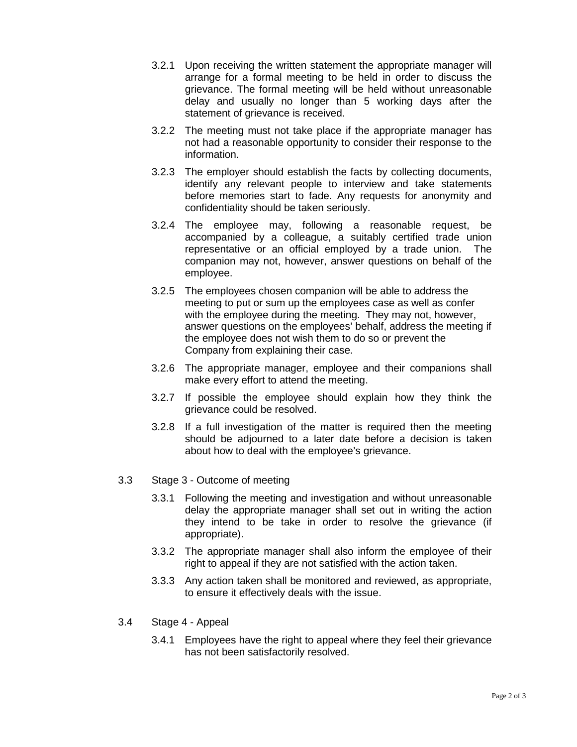3.2.1 Upon receiving the written statement the appropriate manager will arrange for a formal meeting to be held in order to discuss the grievance. The formal meeting will be held without unreasonable delay and usually no longer than 5 working days after the statement of grievance is received.

3.2.2 The meeting must not take place if the appropriate manager has not had a reasonable opportunity to consider their response to the information.

3.2.3 The employer should establish the facts by collecting documents, identify any relevant people to interview and take statements before memories start to fade. Any requests for anonymity and confidentiality should be taken seriously.

3.2.4 The employee may, following a reasonable request, be accompanied by a colleague, a suitably certified trade union representative or an official employed by a trade union. The companion may not, however, answer questions on behalf of the employee.

3.2.5 The employees chosen companion will be able to address the meeting to put or sum up the employees case as well as confer with the employee during the meeting. They may not, however, answer questions on the employees' behalf, address the meeting if the employee does not wish them to do so or prevent the Company from explaining their case.

3.2.6 The appropriate manager, employee and their companions shall make every effort to attend the meeting.

3.2.7 If possible the employee should explain how they think the grievance could be resolved.

3.2.8 If a full investigation of the matter is required then the meeting should be adjourned to a later date before a decision is taken about how to deal with the employee's grievance.

3.3 Stage 3 - Outcome of meeting

3.3.1 Following the meeting and investigation and without unreasonable delay the appropriate manager shall set out in writing the action they intend to be take in order to resolve the grievance (if appropriate).

3.3.2 The appropriate manager shall also inform the employee of their right to appeal if they are not satisfied with the action taken.

3.3.3 Any action taken shall be monitored and reviewed, as appropriate, to ensure it effectively deals with the issue.

3.4 Stage 4 - Appeal

3.4.1 Employees have the right to appeal where they feel their grievance has not been satisfactorily resolved.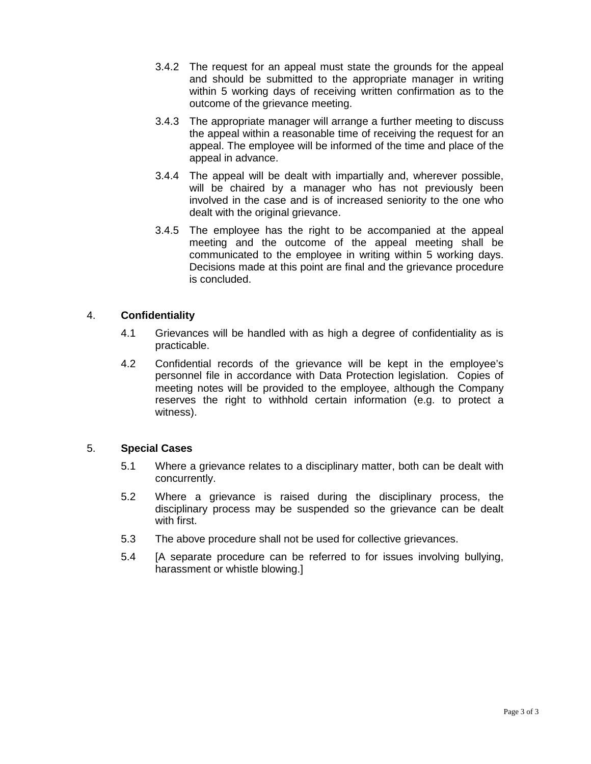3.4.2 The request for an appeal must state the grounds for the appeal and should be submitted to the appropriate manager in writing within 5 working days of receiving written confirmation as to the outcome of the grievance meeting.

3.4.3 The appropriate manager will arrange a further meeting to discuss the appeal within a reasonable time of receiving the request for an appeal. The employee will be informed of the time and place of the appeal in advance.

3.4.4 The appeal will be dealt with impartially and, wherever possible, will be chaired by a manager who has not previously been involved in the case and is of increased seniority to the one who dealt with the original grievance.

3.4.5 The employee has the right to be accompanied at the appeal meeting and the outcome of the appeal meeting shall be communicated to the employee in writing within 5 working days. Decisions made at this point are final and the grievance procedure is concluded.

## 4. **Confidentiality**

4.1 Grievances will be handled with as high a degree of confidentiality as is practicable.

4.2 Confidential records of the grievance will be kept in the employee's personnel file in accordance with Data Protection legislation. Copies of meeting notes will be provided to the employee, although the Company reserves the right to withhold certain information (e.g. to protect a witness).

## 5. **Special Cases**

5.1 Where a grievance relates to a disciplinary matter, both can be dealt with concurrently.

5.2 Where a grievance is raised during the disciplinary process, the disciplinary process may be suspended so the grievance can be dealt with first.

5.3 The above procedure shall not be used for collective grievances.

5.4 [A separate procedure can be referred to for issues involving bullying, harassment or whistle blowing.]